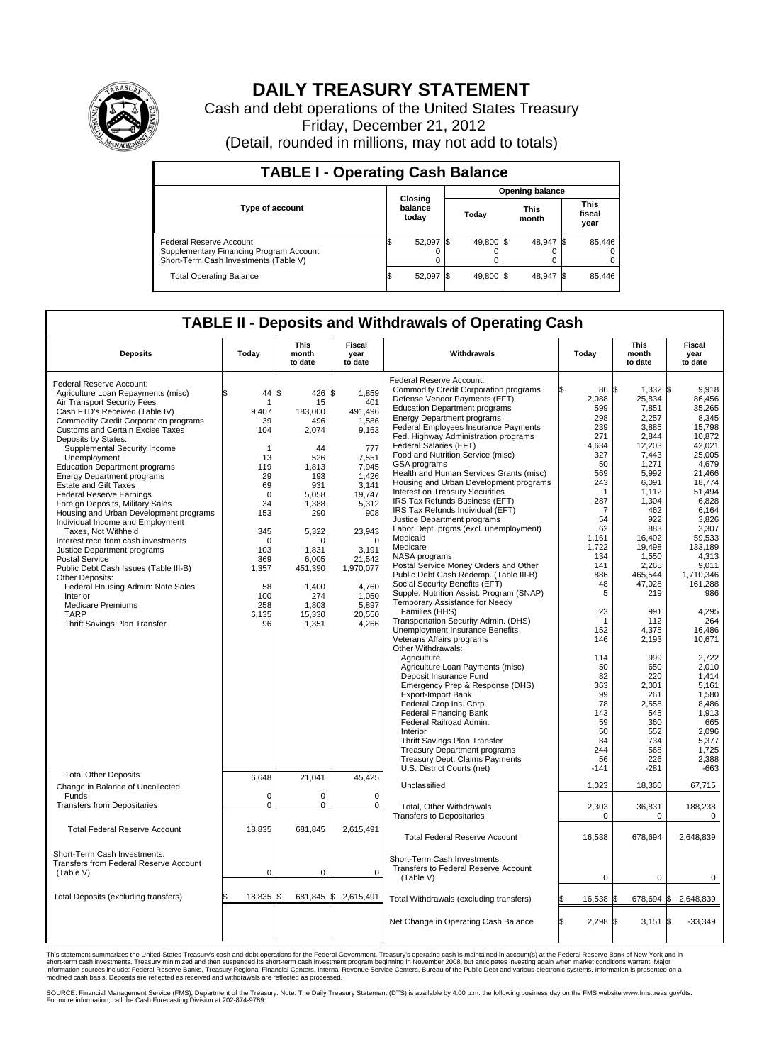# DAILY TREASURY STATEMENT

Cash and debt operations of the United States Treasury

Friday, December 21, 2012

(Detail, rounded in millions, may not add to totals)

## TABLE I - Operating Cash Balance

| Type of account | Closing balance today | Opening balance Today | Opening balance This month | Opening balance This fiscal year |
|---|---|---|---|---|
| Federal Reserve Account | $ 52,097 | $ 49,800 | $ 48,947 | $ 85,446 |
| Supplementary Financing Program Account | 0 | 0 | 0 | 0 |
| Short-Term Cash Investments (Table V) | 0 | 0 | 0 | 0 |
| Total Operating Balance | $ 52,097 | $ 49,800 | $ 48,947 | $ 85,446 |

## TABLE II - Deposits and Withdrawals of Operating Cash

| Deposits | Today | This month to date | Fiscal year to date |
|---|---|---|---|
| Federal Reserve Account: | | | |
| Agriculture Loan Repayments (misc) | $ 44 | $ 426 | $ 1,859 |
| Air Transport Security Fees | 1 | 15 | 401 |
| Cash FTD's Received (Table IV) | 9,407 | 183,000 | 491,496 |
| Commodity Credit Corporation programs | 39 | 496 | 1,586 |
| Customs and Certain Excise Taxes | 104 | 2,074 | 9,163 |
| Deposits by States: | | | |
| Supplemental Security Income | 1 | 44 | 777 |
| Unemployment | 13 | 526 | 7,551 |
| Education Department programs | 119 | 1,813 | 7,945 |
| Energy Department programs | 29 | 193 | 1,426 |
| Estate and Gift Taxes | 69 | 931 | 3,141 |
| Federal Reserve Earnings | 0 | 5,058 | 19,747 |
| Foreign Deposits, Military Sales | 34 | 1,388 | 5,312 |
| Housing and Urban Development programs | 153 | 290 | 908 |
| Individual Income and Employment Taxes, Not Withheld | 345 | 5,322 | 23,943 |
| Interest recd from cash investments | 0 | 0 | 0 |
| Justice Department programs | 103 | 1,831 | 3,191 |
| Postal Service | 369 | 6,005 | 21,542 |
| Public Debt Cash Issues (Table III-B) | 1,357 | 451,390 | 1,970,077 |
| Other Deposits: | | | |
| Federal Housing Admin: Note Sales | 58 | 1,400 | 4,760 |
| Interior | 100 | 274 | 1,050 |
| Medicare Premiums | 258 | 1,803 | 5,897 |
| TARP | 6,135 | 15,330 | 20,550 |
| Thrift Savings Plan Transfer | 96 | 1,351 | 4,266 |
| Total Other Deposits | 6,648 | 21,041 | 45,425 |
| Change in Balance of Uncollected Funds | 0 | 0 | 0 |
| Transfers from Depositaries | 0 | 0 | 0 |
| Total Federal Reserve Account | 18,835 | 681,845 | 2,615,491 |
| Short-Term Cash Investments: Transfers from Federal Reserve Account (Table V) | 0 | 0 | 0 |
| Total Deposits (excluding transfers) | $ 18,835 | $ 681,845 | $ 2,615,491 |

| Withdrawals | Today | This month to date | Fiscal year to date |
|---|---|---|---|
| Federal Reserve Account: | | | |
| Commodity Credit Corporation programs | $ 86 | $ 1,332 | $ 9,918 |
| Defense Vendor Payments (EFT) | 2,088 | 25,834 | 86,456 |
| Education Department programs | 599 | 7,851 | 35,265 |
| Energy Department programs | 298 | 2,257 | 8,345 |
| Federal Employees Insurance Payments | 239 | 3,885 | 15,798 |
| Fed. Highway Administration programs | 271 | 2,844 | 10,872 |
| Federal Salaries (EFT) | 4,634 | 12,203 | 42,021 |
| Food and Nutrition Service (misc) | 327 | 7,443 | 25,005 |
| GSA programs | 50 | 1,271 | 4,679 |
| Health and Human Services Grants (misc) | 569 | 5,992 | 21,466 |
| Housing and Urban Development programs | 243 | 6,091 | 18,774 |
| Interest on Treasury Securities | 1 | 1,112 | 51,494 |
| IRS Tax Refunds Business (EFT) | 287 | 1,304 | 6,828 |
| IRS Tax Refunds Individual (EFT) | 7 | 462 | 6,164 |
| Justice Department programs | 54 | 922 | 3,826 |
| Labor Dept. prgms (excl. unemployment) | 62 | 883 | 3,307 |
| Medicaid | 1,161 | 16,402 | 59,533 |
| Medicare | 1,722 | 19,498 | 133,189 |
| NASA programs | 134 | 1,550 | 4,313 |
| Postal Service Money Orders and Other | 141 | 2,265 | 9,011 |
| Public Debt Cash Redemp. (Table III-B) | 886 | 465,544 | 1,710,346 |
| Social Security Benefits (EFT) | 48 | 47,028 | 161,288 |
| Supple. Nutrition Assist. Program (SNAP) | 5 | 219 | 986 |
| Temporary Assistance for Needy Families (HHS) | 23 | 991 | 4,295 |
| Transportation Security Admin. (DHS) | 1 | 112 | 264 |
| Unemployment Insurance Benefits | 152 | 4,375 | 16,486 |
| Veterans Affairs programs | 146 | 2,193 | 10,671 |
| Other Withdrawals: | | | |
| Agriculture | 114 | 999 | 2,722 |
| Agriculture Loan Payments (misc) | 50 | 650 | 2,010 |
| Deposit Insurance Fund | 82 | 220 | 1,414 |
| Emergency Prep & Response (DHS) | 363 | 2,001 | 5,161 |
| Export-Import Bank | 99 | 261 | 1,580 |
| Federal Crop Ins. Corp. | 78 | 2,558 | 8,486 |
| Federal Financing Bank | 143 | 545 | 1,913 |
| Federal Railroad Admin. | 59 | 360 | 665 |
| Interior | 50 | 552 | 2,096 |
| Thrift Savings Plan Transfer | 84 | 734 | 5,377 |
| Treasury Department programs | 244 | 568 | 1,725 |
| Treasury Dept: Claims Payments | 56 | 226 | 2,388 |
| U.S. District Courts (net) | -141 | -281 | -663 |
| Unclassified | 1,023 | 18,360 | 67,715 |
| Total, Other Withdrawals | 2,303 | 36,831 | 188,238 |
| Transfers to Depositaries | 0 | 0 | 0 |
| Total Federal Reserve Account | 16,538 | 678,694 | 2,648,839 |
| Short-Term Cash Investments: Transfers to Federal Reserve Account (Table V) | 0 | 0 | 0 |
| Total Withdrawals (excluding transfers) | $ 16,538 | $ 678,694 | $ 2,648,839 |
| Net Change in Operating Cash Balance | $ 2,298 | $ 3,151 | $ -33,349 |

This statement summarizes the United States Treasury's cash and debt operations for the Federal Government. Treasury's operating cash is maintained in account(s) at the Federal Reserve Bank of New York and in short-term cash investments. Treasury minimized and then suspended its short-term cash investment program beginning in November 2008, but anticipates investing again when market conditions warrant. Major information sources include: Federal Reserve Banks, Treasury Regional Financial Centers, Internal Revenue Service Centers, Bureau of the Public Debt and various electronic systems. Information is presented on a modified cash basis. Deposits are reflected as received and withdrawals are reflected as processed.

SOURCE: Financial Management Service (FMS), Department of the Treasury. Note: The Daily Treasury Statement (DTS) is available by 4:00 p.m. the following business day on the FMS website www.fms.treas.gov/dts. For more information, call the Cash Forecasting Division at 202-874-9789.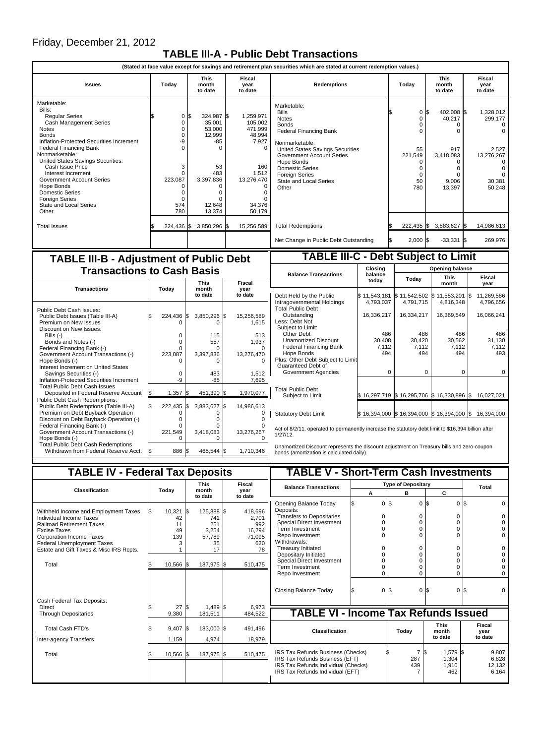Friday, December 21, 2012

# TABLE III-A - Public Debt Transactions

(Stated at face value except for savings and retirement plan securities which are stated at current redemption values.)

| Issues | Today | This month to date | Fiscal year to date |
|---|---|---|---|
| Marketable: | | | |
| Bills: | | | |
| Regular Series | $ 0 | $ 324,987 | $ 1,259,971 |
| Cash Management Series | 0 | 35,001 | 105,002 |
| Notes | 0 | 53,000 | 471,999 |
| Bonds | 0 | 12,999 | 48,994 |
| Inflation-Protected Securities Increment | -9 | -85 | 7,927 |
| Federal Financing Bank | 0 | 0 | 0 |
| Nonmarketable: | | | |
| United States Savings Securities: | | | |
| Cash Issue Price | 3 | 53 | 160 |
| Interest Increment | 0 | 483 | 1,512 |
| Government Account Series | 223,087 | 3,397,836 | 13,276,470 |
| Hope Bonds | 0 | 0 | 0 |
| Domestic Series | 0 | 0 | 0 |
| Foreign Series | 0 | 0 | 0 |
| State and Local Series | 574 | 12,648 | 34,376 |
| Other | 780 | 13,374 | 50,179 |
| Total Issues | $ 224,436 | $ 3,850,296 | $ 15,256,589 |

| Redemptions | Today | This month to date | Fiscal year to date |
|---|---|---|---|
| Marketable: | | | |
| Bills | $ 0 | $ 402,008 | $ 1,328,012 |
| Notes | 0 | 40,217 | 299,177 |
| Bonds | 0 | 0 | 0 |
| Federal Financing Bank | 0 | 0 | 0 |
| Nonmarketable: | | | |
| United States Savings Securities | 55 | 917 | 2,527 |
| Government Account Series | 221,549 | 3,418,083 | 13,276,267 |
| Hope Bonds | 0 | 0 | 0 |
| Domestic Series | 0 | 0 | 0 |
| Foreign Series | 0 | 0 | 0 |
| State and Local Series | 50 | 9,006 | 30,381 |
| Other | 780 | 13,397 | 50,248 |
| Total Redemptions | $ 222,435 | $ 3,883,627 | $ 14,986,613 |
| Net Change in Public Debt Outstanding | $ 2,000 | $ -33,331 | $ 269,976 |

# TABLE III-B - Adjustment of Public Debt Transactions to Cash Basis

| Transactions | Today | This month to date | Fiscal year to date |
|---|---|---|---|
| Public Debt Cash Issues: | | | |
| Public Debt Issues (Table III-A) | $ 224,436 | $ 3,850,296 | $ 15,256,589 |
| Premium on New Issues | 0 | 0 | 1,615 |
| Discount on New Issues: | | | |
| Bills (-) | 0 | 115 | 513 |
| Bonds and Notes (-) | 0 | 557 | 1,937 |
| Federal Financing Bank (-) | 0 | 0 | 0 |
| Government Account Transactions (-) | 223,087 | 3,397,836 | 13,276,470 |
| Hope Bonds (-) | 0 | 0 | 0 |
| Interest Increment on United States Savings Securities (-) | 0 | 483 | 1,512 |
| Inflation-Protected Securities Increment | -9 | -85 | 7,695 |
| Total Public Debt Cash Issues Deposited in Federal Reserve Account | $ 1,357 | $ 451,390 | $ 1,970,077 |
| Public Debt Cash Redemptions: | | | |
| Public Debt Redemptions (Table III-A) | $ 222,435 | $ 3,883,627 | $ 14,986,613 |
| Premium on Debt Buyback Operation | 0 | 0 | 0 |
| Discount on Debt Buyback Operation (-) | 0 | 0 | 0 |
| Federal Financing Bank (-) | 0 | 0 | 0 |
| Government Account Transactions (-) | 221,549 | 3,418,083 | 13,276,267 |
| Hope Bonds (-) | 0 | 0 | 0 |
| Total Public Debt Cash Redemptions Withdrawn from Federal Reserve Acct. | $ 886 | $ 465,544 | $ 1,710,346 |

# TABLE III-C - Debt Subject to Limit

| Balance Transactions | Closing balance today | Opening balance Today | Opening balance This month | Opening balance Fiscal year |
|---|---|---|---|---|
| Debt Held by the Public | $ 11,543,181 | $ 11,542,502 | $ 11,553,201 | $ 11,269,586 |
| Intragovernmental Holdings | 4,793,037 | 4,791,715 | 4,816,348 | 4,796,656 |
| Total Public Debt Outstanding | 16,336,217 | 16,334,217 | 16,369,549 | 16,066,241 |
| Less: Debt Not Subject to Limit: | | | | |
| Other Debt | 486 | 486 | 486 | 486 |
| Unamortized Discount | 30,408 | 30,420 | 30,562 | 31,130 |
| Federal Financing Bank | 7,112 | 7,112 | 7,112 | 7,112 |
| Hope Bonds | 494 | 494 | 494 | 493 |
| Plus: Other Debt Subject to Limit | | | | |
| Guaranteed Debt of Government Agencies | 0 | 0 | 0 | 0 |
| Total Public Debt Subject to Limit | $ 16,297,719 | $ 16,295,706 | $ 16,330,896 | $ 16,027,021 |
| Statutory Debt Limit | $ 16,394,000 | $ 16,394,000 | $ 16,394,000 | $ 16,394,000 |

Act of 8/2/11, operated to permanently increase the statutory debt limit to $16,394 billion after 1/27/12.

Unamortized Discount represents the discount adjustment on Treasury bills and zero-coupon bonds (amortization is calculated daily).

# TABLE IV - Federal Tax Deposits

| Classification | Today | This month to date | Fiscal year to date |
|---|---|---|---|
| Withheld Income and Employment Taxes | $ 10,321 | $ 125,888 | $ 418,696 |
| Individual Income Taxes | 42 | 741 | 2,701 |
| Railroad Retirement Taxes | 11 | 251 | 992 |
| Excise Taxes | 49 | 3,254 | 16,294 |
| Corporation Income Taxes | 139 | 57,789 | 71,095 |
| Federal Unemployment Taxes | 3 | 35 | 620 |
| Estate and Gift Taxes & Misc IRS Rcpts. | 1 | 17 | 78 |
| Total | $ 10,566 | $ 187,975 | $ 510,475 |
| Cash Federal Tax Deposits: | | | |
| Direct | $ 27 | $ 1,489 | $ 6,973 |
| Through Depositaries | 9,380 | 181,511 | 484,522 |
| Total Cash FTD's | $ 9,407 | $ 183,000 | $ 491,496 |
| Inter-agency Transfers | 1,159 | 4,974 | 18,979 |
| Total | $ 10,566 | $ 187,975 | $ 510,475 |

# TABLE V - Short-Term Cash Investments

| Balance Transactions | Type of Depositary A | Type of Depositary B | Type of Depositary C | Total |
|---|---|---|---|---|
| Opening Balance Today | $ 0 | $ 0 | $ 0 | $ 0 |
| Deposits: | | | | |
| Transfers to Depositaries | 0 | 0 | 0 | 0 |
| Special Direct Investment | 0 | 0 | 0 | 0 |
| Term Investment | 0 | 0 | 0 | 0 |
| Repo Investment | 0 | 0 | 0 | 0 |
| Withdrawals: | | | | |
| Treasury Initiated | 0 | 0 | 0 | 0 |
| Depositary Initiated | 0 | 0 | 0 | 0 |
| Special Direct Investment | 0 | 0 | 0 | 0 |
| Term Investment | 0 | 0 | 0 | 0 |
| Repo Investment | 0 | 0 | 0 | 0 |
| Closing Balance Today | $ 0 | $ 0 | $ 0 | $ 0 |

# TABLE VI - Income Tax Refunds Issued

| Classification | Today | This month to date | Fiscal year to date |
|---|---|---|---|
| IRS Tax Refunds Business (Checks) | $ 7 | $ 1,579 | $ 9,807 |
| IRS Tax Refunds Business (EFT) | 287 | 1,304 | 6,828 |
| IRS Tax Refunds Individual (Checks) | 439 | 1,910 | 12,132 |
| IRS Tax Refunds Individual (EFT) | 7 | 462 | 6,164 |